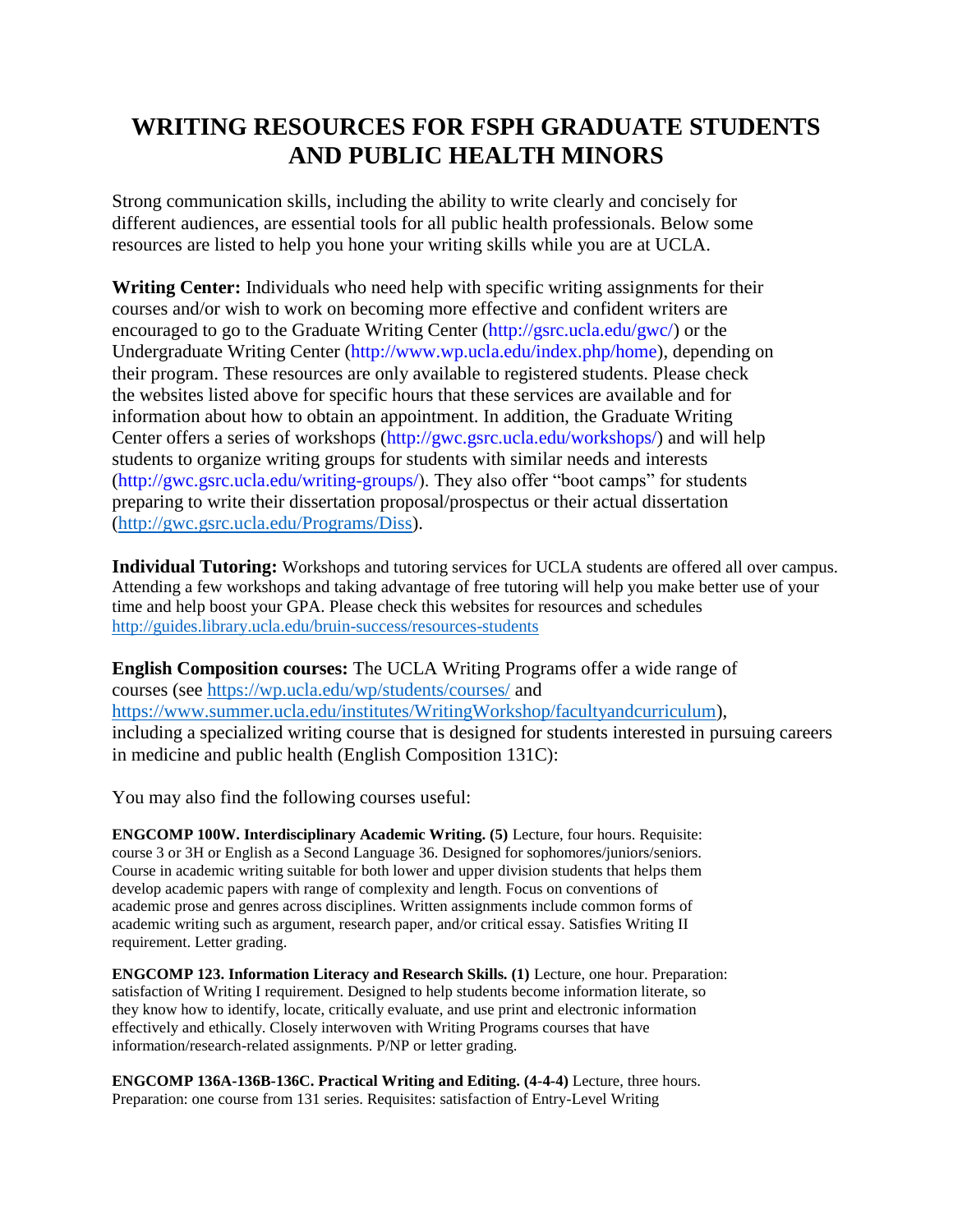# WRITING RESOURCES FOR FSPH GRADUATE STUDENTS AND PUBLIC HEALTH MINORS

Strong communication skills, including the ability to write clearly and concisely for different audiences, are essential tools for all public health professionals. Below some resources are listed to help you hone your writing skills while you are at UCLA.

**Writing Center:** Individuals who need help with specific writing assignments for their courses and/or wish to work on becoming more effective and confident writers are encouraged to go to the Graduate Writing Center (http://gsrc.ucla.edu/gwc/) or the Undergraduate Writing Center (http://www.wp.ucla.edu/index.php/home), depending on their program. These resources are only available to registered students. Please check the websites listed above for specific hours that these services are available and for information about how to obtain an appointment. In addition, the Graduate Writing Center offers a series of workshops (http://gwc.gsrc.ucla.edu/workshops/) and will help students to organize writing groups for students with similar needs and interests (http://gwc.gsrc.ucla.edu/writing-groups/). They also offer "boot camps" for students preparing to write their dissertation proposal/prospectus or their actual dissertation (http://gwc.gsrc.ucla.edu/Programs/Diss).

**Individual Tutoring:** Workshops and tutoring services for UCLA students are offered all over campus. Attending a few workshops and taking advantage of free tutoring will help you make better use of your time and help boost your GPA. Please check this websites for resources and schedules http://guides.library.ucla.edu/bruin-success/resources-students

**English Composition courses:** The UCLA Writing Programs offer a wide range of courses (see https://wp.ucla.edu/wp/students/courses/ and https://www.summer.ucla.edu/institutes/WritingWorkshop/facultyandcurriculum), including a specialized writing course that is designed for students interested in pursuing careers in medicine and public health (English Composition 131C):

You may also find the following courses useful:

**ENGCOMP 100W. Interdisciplinary Academic Writing. (5)** Lecture, four hours. Requisite: course 3 or 3H or English as a Second Language 36. Designed for sophomores/juniors/seniors. Course in academic writing suitable for both lower and upper division students that helps them develop academic papers with range of complexity and length. Focus on conventions of academic prose and genres across disciplines. Written assignments include common forms of academic writing such as argument, research paper, and/or critical essay. Satisfies Writing II requirement. Letter grading.

**ENGCOMP 123. Information Literacy and Research Skills. (1)** Lecture, one hour. Preparation: satisfaction of Writing I requirement. Designed to help students become information literate, so they know how to identify, locate, critically evaluate, and use print and electronic information effectively and ethically. Closely interwoven with Writing Programs courses that have information/research-related assignments. P/NP or letter grading.

**ENGCOMP 136A-136B-136C. Practical Writing and Editing. (4-4-4)** Lecture, three hours. Preparation: one course from 131 series. Requisites: satisfaction of Entry-Level Writing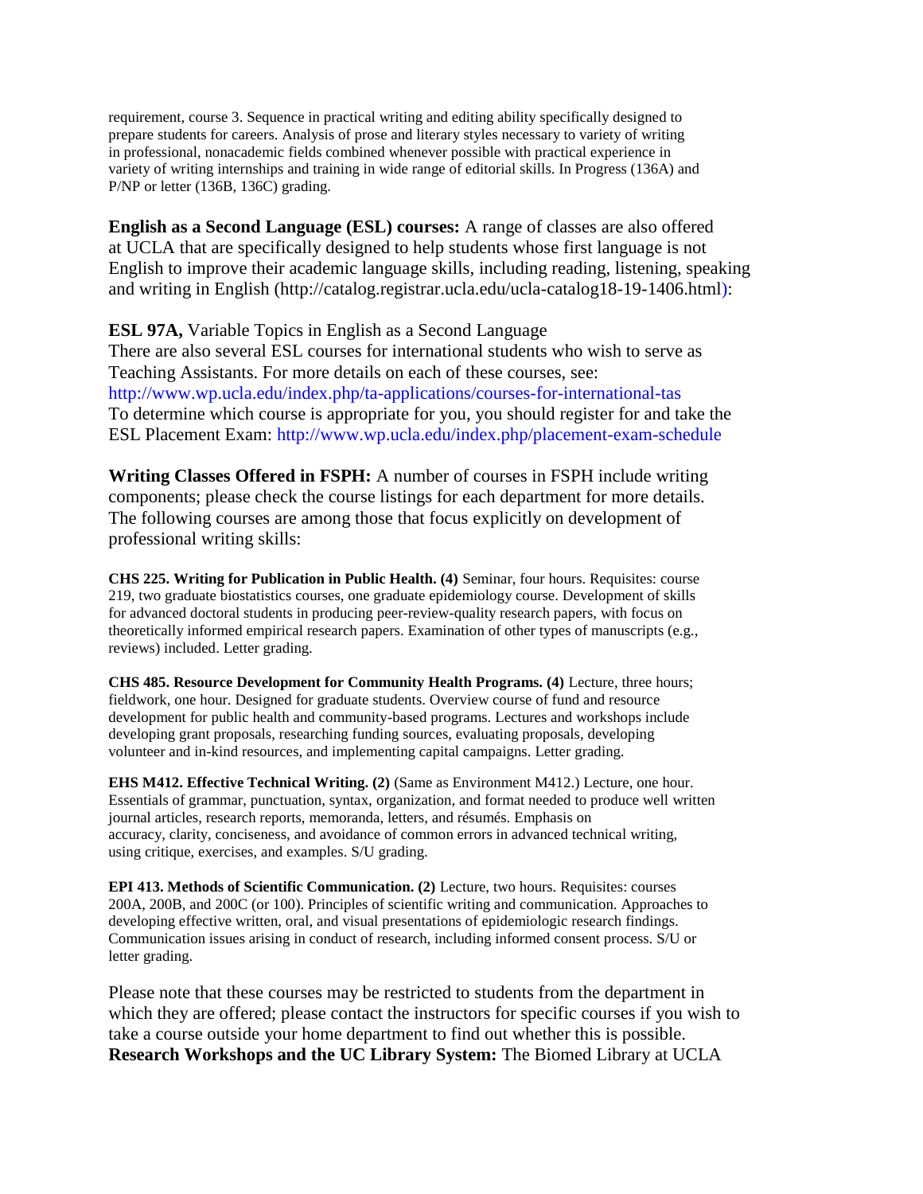requirement, course 3. Sequence in practical writing and editing ability specifically designed to prepare students for careers. Analysis of prose and literary styles necessary to variety of writing in professional, nonacademic fields combined whenever possible with practical experience in variety of writing internships and training in wide range of editorial skills. In Progress (136A) and P/NP or letter (136B, 136C) grading.

**English as a Second Language (ESL) courses:** A range of classes are also offered at UCLA that are specifically designed to help students whose first language is not English to improve their academic language skills, including reading, listening, speaking and writing in English (http://catalog.registrar.ucla.edu/ucla-catalog18-19-1406.html):

**ESL 97A,** Variable Topics in English as a Second Language
There are also several ESL courses for international students who wish to serve as Teaching Assistants. For more details on each of these courses, see: http://www.wp.ucla.edu/index.php/ta-applications/courses-for-international-tas
To determine which course is appropriate for you, you should register for and take the ESL Placement Exam: http://www.wp.ucla.edu/index.php/placement-exam-schedule

**Writing Classes Offered in FSPH:** A number of courses in FSPH include writing components; please check the course listings for each department for more details. The following courses are among those that focus explicitly on development of professional writing skills:

**CHS 225. Writing for Publication in Public Health. (4)** Seminar, four hours. Requisites: course 219, two graduate biostatistics courses, one graduate epidemiology course. Development of skills for advanced doctoral students in producing peer-review-quality research papers, with focus on theoretically informed empirical research papers. Examination of other types of manuscripts (e.g., reviews) included. Letter grading.

**CHS 485. Resource Development for Community Health Programs. (4)** Lecture, three hours; fieldwork, one hour. Designed for graduate students. Overview course of fund and resource development for public health and community-based programs. Lectures and workshops include developing grant proposals, researching funding sources, evaluating proposals, developing volunteer and in-kind resources, and implementing capital campaigns. Letter grading.

**EHS M412. Effective Technical Writing. (2)** (Same as Environment M412.) Lecture, one hour. Essentials of grammar, punctuation, syntax, organization, and format needed to produce well written journal articles, research reports, memoranda, letters, and résumés. Emphasis on accuracy, clarity, conciseness, and avoidance of common errors in advanced technical writing, using critique, exercises, and examples. S/U grading.

**EPI 413. Methods of Scientific Communication. (2)** Lecture, two hours. Requisites: courses 200A, 200B, and 200C (or 100). Principles of scientific writing and communication. Approaches to developing effective written, oral, and visual presentations of epidemiologic research findings. Communication issues arising in conduct of research, including informed consent process. S/U or letter grading.

Please note that these courses may be restricted to students from the department in which they are offered; please contact the instructors for specific courses if you wish to take a course outside your home department to find out whether this is possible.
**Research Workshops and the UC Library System:** The Biomed Library at UCLA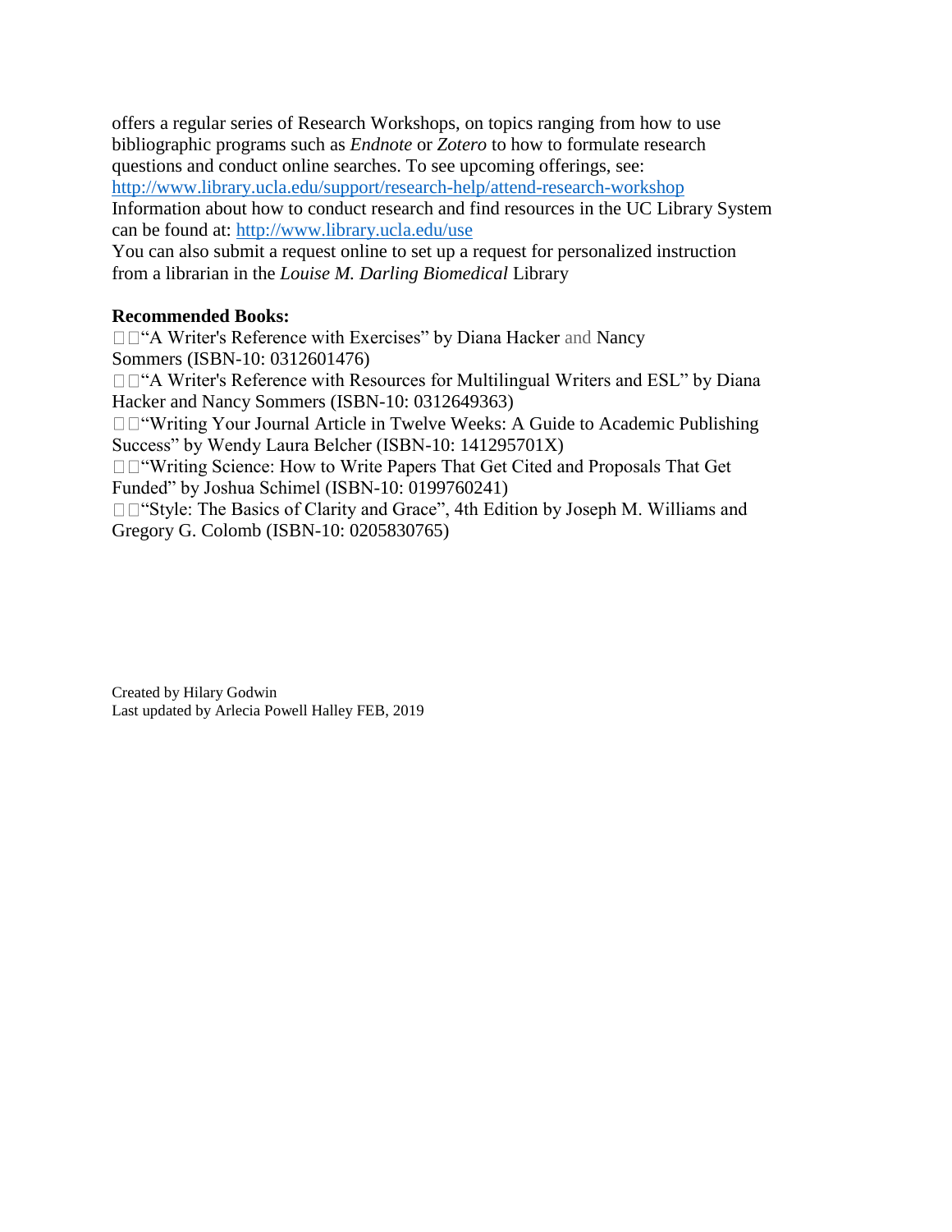offers a regular series of Research Workshops, on topics ranging from how to use bibliographic programs such as *Endnote* or *Zotero* to how to formulate research questions and conduct online searches. To see upcoming offerings, see: http://www.library.ucla.edu/support/research-help/attend-research-workshop
Information about how to conduct research and find resources in the UC Library System can be found at: http://www.library.ucla.edu/use
You can also submit a request online to set up a request for personalized instruction from a librarian in the *Louise M. Darling Biomedical* Library

**Recommended Books:**

- "A Writer's Reference with Exercises" by Diana Hacker and Nancy Sommers (ISBN-10: 0312601476)
- "A Writer's Reference with Resources for Multilingual Writers and ESL" by Diana Hacker and Nancy Sommers (ISBN-10: 0312649363)
- "Writing Your Journal Article in Twelve Weeks: A Guide to Academic Publishing Success" by Wendy Laura Belcher (ISBN-10: 141295701X)
- "Writing Science: How to Write Papers That Get Cited and Proposals That Get Funded" by Joshua Schimel (ISBN-10: 0199760241)
- "Style: The Basics of Clarity and Grace", 4th Edition by Joseph M. Williams and Gregory G. Colomb (ISBN-10: 0205830765)

Created by Hilary Godwin
Last updated by Arlecia Powell Halley FEB, 2019